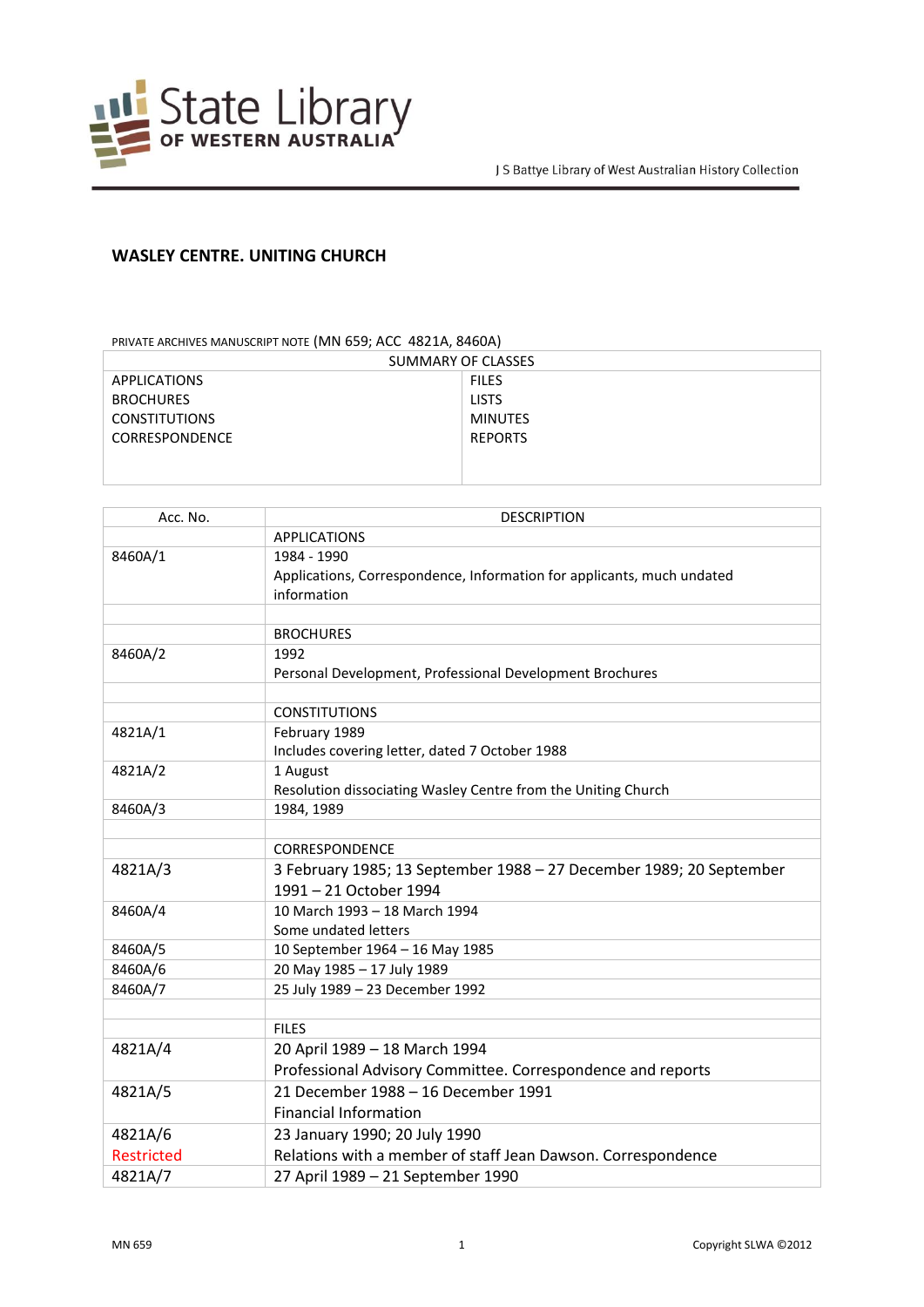J S Battye Library of West Australian History Collection

# WASLEY CENTRE. UNITING CHURCH

PRIVATE ARCHIVES MANUSCRIPT NOTE (MN 659; ACC 4821A, 8460A)

| SUMMARY OF CLASSES | |
|---|---|
| APPLICATIONS | FILES |
| BROCHURES | LISTS |
| CONSTITUTIONS | MINUTES |
| CORRESPONDENCE | REPORTS |

| Acc. No. | DESCRIPTION |
|---|---|
| | APPLICATIONS |
| 8460A/1 | 1984 - 1990<br>Applications, Correspondence, Information for applicants, much undated information |
| | |
| | BROCHURES |
| 8460A/2 | 1992<br>Personal Development, Professional Development Brochures |
| | |
| | CONSTITUTIONS |
| 4821A/1 | February 1989<br>Includes covering letter, dated 7 October 1988 |
| 4821A/2 | 1 August<br>Resolution dissociating Wasley Centre from the Uniting Church |
| 8460A/3 | 1984, 1989 |
| | |
| | CORRESPONDENCE |
| 4821A/3 | 3 February 1985; 13 September 1988 – 27 December 1989; 20 September 1991 – 21 October 1994 |
| 8460A/4 | 10 March 1993 – 18 March 1994<br>Some undated letters |
| 8460A/5 | 10 September 1964 – 16 May 1985 |
| 8460A/6 | 20 May 1985 – 17 July 1989 |
| 8460A/7 | 25 July 1989 – 23 December 1992 |
| | |
| | FILES |
| 4821A/4 | 20 April 1989 – 18 March 1994<br>Professional Advisory Committee. Correspondence and reports |
| 4821A/5 | 21 December 1988 – 16 December 1991<br>Financial Information |
| 4821A/6<br>Restricted | 23 January 1990; 20 July 1990<br>Relations with a member of staff Jean Dawson. Correspondence |
| 4821A/7 | 27 April 1989 – 21 September 1990 |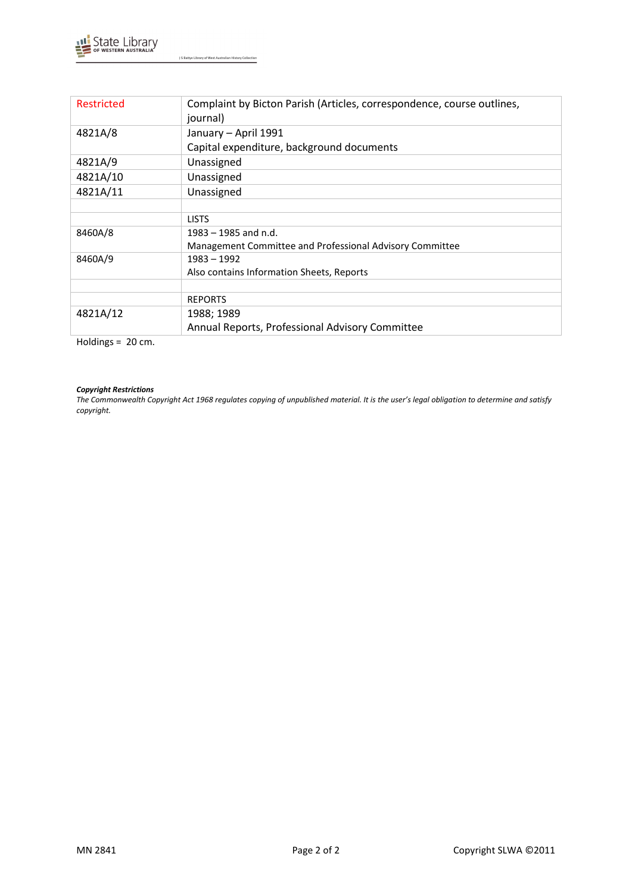| | |
|---|---|
| Restricted | Complaint by Bicton Parish (Articles, correspondence, course outlines, journal) |
| 4821A/8 | January – April 1991<br>Capital expenditure, background documents |
| 4821A/9 | Unassigned |
| 4821A/10 | Unassigned |
| 4821A/11 | Unassigned |
| | |
| | LISTS |
| 8460A/8 | 1983 – 1985 and n.d.<br>Management Committee and Professional Advisory Committee |
| 8460A/9 | 1983 – 1992<br>Also contains Information Sheets, Reports |
| | |
| | REPORTS |
| 4821A/12 | 1988; 1989<br>Annual Reports, Professional Advisory Committee |

Holdings = 20 cm.

***Copyright Restrictions***
*The Commonwealth Copyright Act 1968 regulates copying of unpublished material. It is the user's legal obligation to determine and satisfy copyright.*

MN 2841